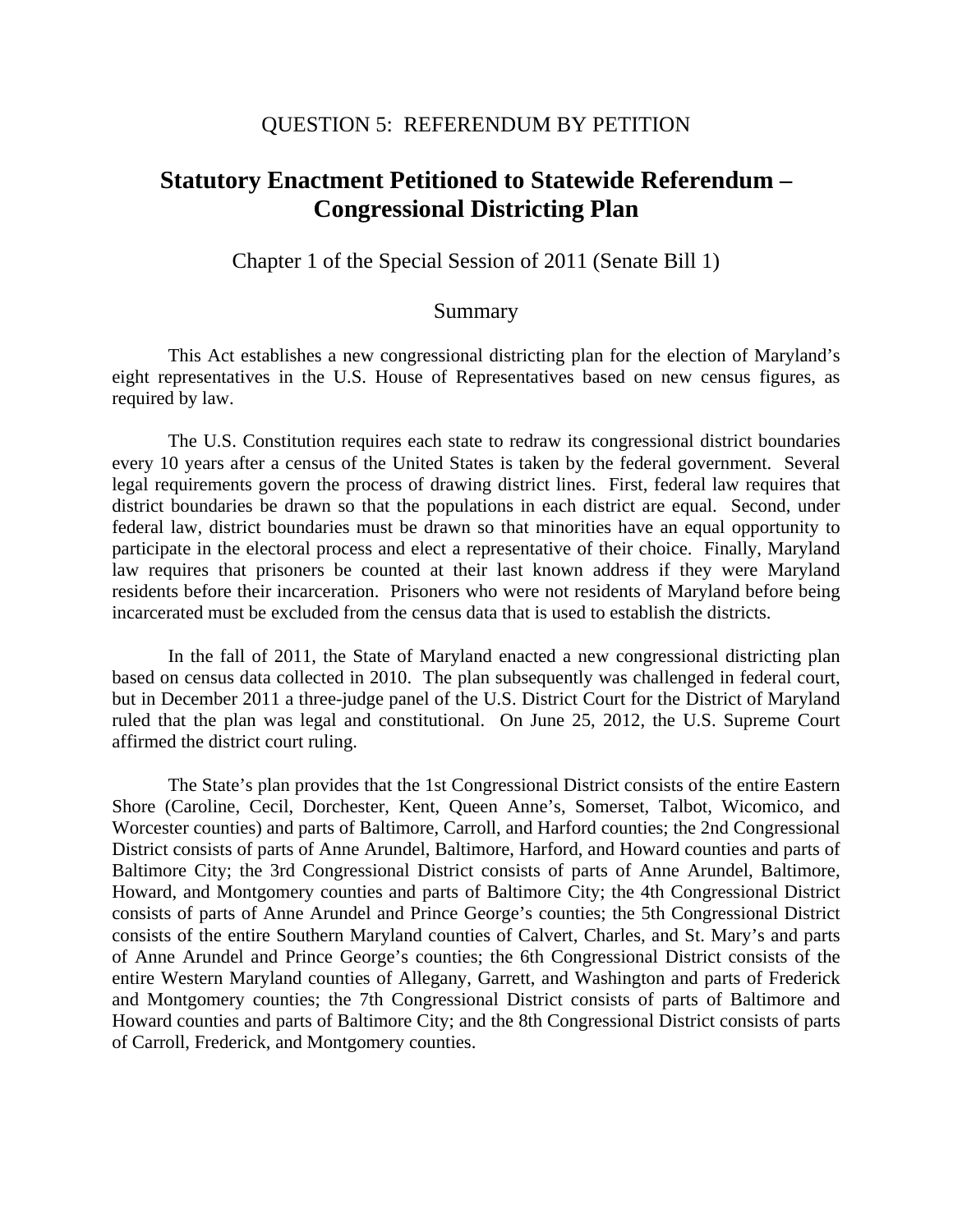QUESTION 5: REFERENDUM BY PETITION

# Statutory Enactment Petitioned to Statewide Referendum – Congressional Districting Plan

Chapter 1 of the Special Session of 2011 (Senate Bill 1)

## Summary

This Act establishes a new congressional districting plan for the election of Maryland's eight representatives in the U.S. House of Representatives based on new census figures, as required by law.

The U.S. Constitution requires each state to redraw its congressional district boundaries every 10 years after a census of the United States is taken by the federal government. Several legal requirements govern the process of drawing district lines. First, federal law requires that district boundaries be drawn so that the populations in each district are equal. Second, under federal law, district boundaries must be drawn so that minorities have an equal opportunity to participate in the electoral process and elect a representative of their choice. Finally, Maryland law requires that prisoners be counted at their last known address if they were Maryland residents before their incarceration. Prisoners who were not residents of Maryland before being incarcerated must be excluded from the census data that is used to establish the districts.

In the fall of 2011, the State of Maryland enacted a new congressional districting plan based on census data collected in 2010. The plan subsequently was challenged in federal court, but in December 2011 a three-judge panel of the U.S. District Court for the District of Maryland ruled that the plan was legal and constitutional. On June 25, 2012, the U.S. Supreme Court affirmed the district court ruling.

The State's plan provides that the 1st Congressional District consists of the entire Eastern Shore (Caroline, Cecil, Dorchester, Kent, Queen Anne's, Somerset, Talbot, Wicomico, and Worcester counties) and parts of Baltimore, Carroll, and Harford counties; the 2nd Congressional District consists of parts of Anne Arundel, Baltimore, Harford, and Howard counties and parts of Baltimore City; the 3rd Congressional District consists of parts of Anne Arundel, Baltimore, Howard, and Montgomery counties and parts of Baltimore City; the 4th Congressional District consists of parts of Anne Arundel and Prince George's counties; the 5th Congressional District consists of the entire Southern Maryland counties of Calvert, Charles, and St. Mary's and parts of Anne Arundel and Prince George's counties; the 6th Congressional District consists of the entire Western Maryland counties of Allegany, Garrett, and Washington and parts of Frederick and Montgomery counties; the 7th Congressional District consists of parts of Baltimore and Howard counties and parts of Baltimore City; and the 8th Congressional District consists of parts of Carroll, Frederick, and Montgomery counties.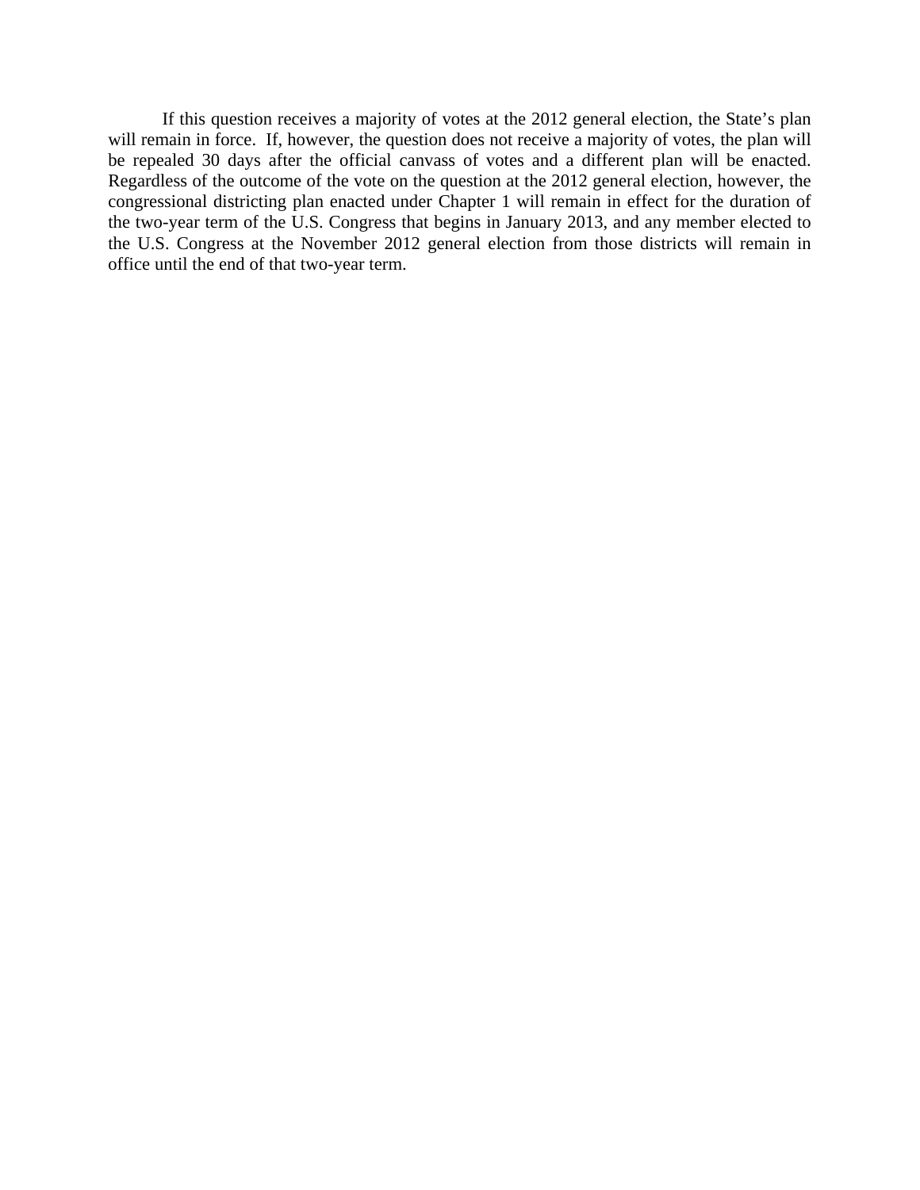If this question receives a majority of votes at the 2012 general election, the State's plan will remain in force. If, however, the question does not receive a majority of votes, the plan will be repealed 30 days after the official canvass of votes and a different plan will be enacted. Regardless of the outcome of the vote on the question at the 2012 general election, however, the congressional districting plan enacted under Chapter 1 will remain in effect for the duration of the two-year term of the U.S. Congress that begins in January 2013, and any member elected to the U.S. Congress at the November 2012 general election from those districts will remain in office until the end of that two-year term.